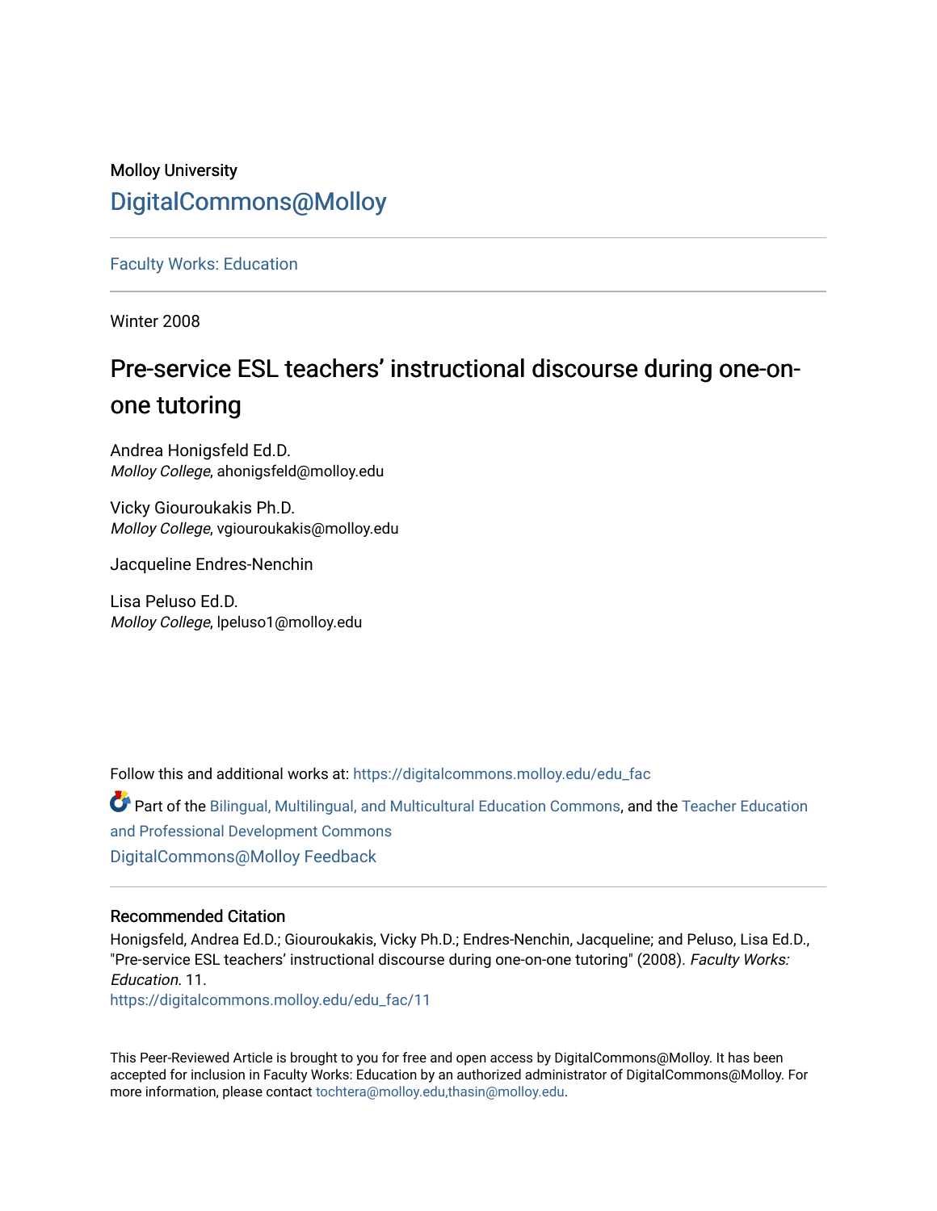Molloy University

# DigitalCommons@Molloy

Faculty Works: Education

Winter 2008

## Pre-service ESL teachers' instructional discourse during one-on-one tutoring

Andrea Honigsfeld Ed.D.
*Molloy College*, ahonigsfeld@molloy.edu

Vicky Giouroukakis Ph.D.
*Molloy College*, vgiouroukakis@molloy.edu

Jacqueline Endres-Nenchin

Lisa Peluso Ed.D.
*Molloy College*, lpeluso1@molloy.edu

Follow this and additional works at: https://digitalcommons.molloy.edu/edu_fac

Part of the Bilingual, Multilingual, and Multicultural Education Commons, and the Teacher Education and Professional Development Commons

DigitalCommons@Molloy Feedback

### Recommended Citation

Honigsfeld, Andrea Ed.D.; Giouroukakis, Vicky Ph.D.; Endres-Nenchin, Jacqueline; and Peluso, Lisa Ed.D., "Pre-service ESL teachers' instructional discourse during one-on-one tutoring" (2008). *Faculty Works: Education*. 11.
https://digitalcommons.molloy.edu/edu_fac/11

This Peer-Reviewed Article is brought to you for free and open access by DigitalCommons@Molloy. It has been accepted for inclusion in Faculty Works: Education by an authorized administrator of DigitalCommons@Molloy. For more information, please contact tochtera@molloy.edu,thasin@molloy.edu.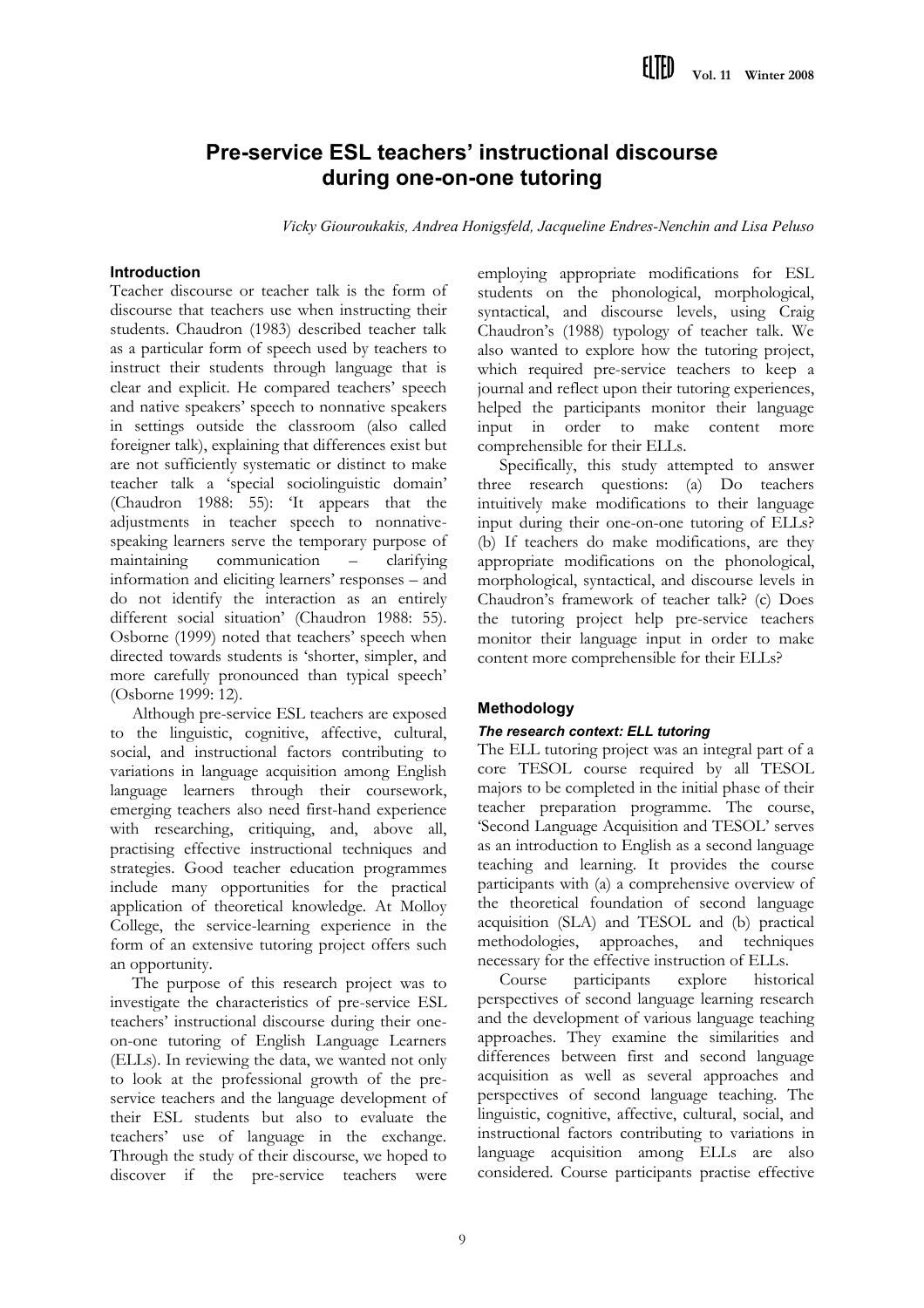# Pre-service ESL teachers' instructional discourse during one-on-one tutoring

*Vicky Giouroukakis, Andrea Honigsfeld, Jacqueline Endres-Nenchin and Lisa Peluso*

## Introduction

Teacher discourse or teacher talk is the form of discourse that teachers use when instructing their students. Chaudron (1983) described teacher talk as a particular form of speech used by teachers to instruct their students through language that is clear and explicit. He compared teachers' speech and native speakers' speech to nonnative speakers in settings outside the classroom (also called foreigner talk), explaining that differences exist but are not sufficiently systematic or distinct to make teacher talk a 'special sociolinguistic domain' (Chaudron 1988: 55): 'It appears that the adjustments in teacher speech to nonnative-speaking learners serve the temporary purpose of maintaining communication – clarifying information and eliciting learners' responses – and do not identify the interaction as an entirely different social situation' (Chaudron 1988: 55). Osborne (1999) noted that teachers' speech when directed towards students is 'shorter, simpler, and more carefully pronounced than typical speech' (Osborne 1999: 12).

Although pre-service ESL teachers are exposed to the linguistic, cognitive, affective, cultural, social, and instructional factors contributing to variations in language acquisition among English language learners through their coursework, emerging teachers also need first-hand experience with researching, critiquing, and, above all, practising effective instructional techniques and strategies. Good teacher education programmes include many opportunities for the practical application of theoretical knowledge. At Molloy College, the service-learning experience in the form of an extensive tutoring project offers such an opportunity.

The purpose of this research project was to investigate the characteristics of pre-service ESL teachers' instructional discourse during their one-on-one tutoring of English Language Learners (ELLs). In reviewing the data, we wanted not only to look at the professional growth of the pre-service teachers and the language development of their ESL students but also to evaluate the teachers' use of language in the exchange. Through the study of their discourse, we hoped to discover if the pre-service teachers were employing appropriate modifications for ESL students on the phonological, morphological, syntactical, and discourse levels, using Craig Chaudron's (1988) typology of teacher talk. We also wanted to explore how the tutoring project, which required pre-service teachers to keep a journal and reflect upon their tutoring experiences, helped the participants monitor their language input in order to make content more comprehensible for their ELLs.

Specifically, this study attempted to answer three research questions: (a) Do teachers intuitively make modifications to their language input during their one-on-one tutoring of ELLs? (b) If teachers do make modifications, are they appropriate modifications on the phonological, morphological, syntactical, and discourse levels in Chaudron's framework of teacher talk? (c) Does the tutoring project help pre-service teachers monitor their language input in order to make content more comprehensible for their ELLs?

## Methodology

### *The research context: ELL tutoring*

The ELL tutoring project was an integral part of a core TESOL course required by all TESOL majors to be completed in the initial phase of their teacher preparation programme. The course, 'Second Language Acquisition and TESOL' serves as an introduction to English as a second language teaching and learning. It provides the course participants with (a) a comprehensive overview of the theoretical foundation of second language acquisition (SLA) and TESOL and (b) practical methodologies, approaches, and techniques necessary for the effective instruction of ELLs.

Course participants explore historical perspectives of second language learning research and the development of various language teaching approaches. They examine the similarities and differences between first and second language acquisition as well as several approaches and perspectives of second language teaching. The linguistic, cognitive, affective, cultural, social, and instructional factors contributing to variations in language acquisition among ELLs are also considered. Course participants practise effective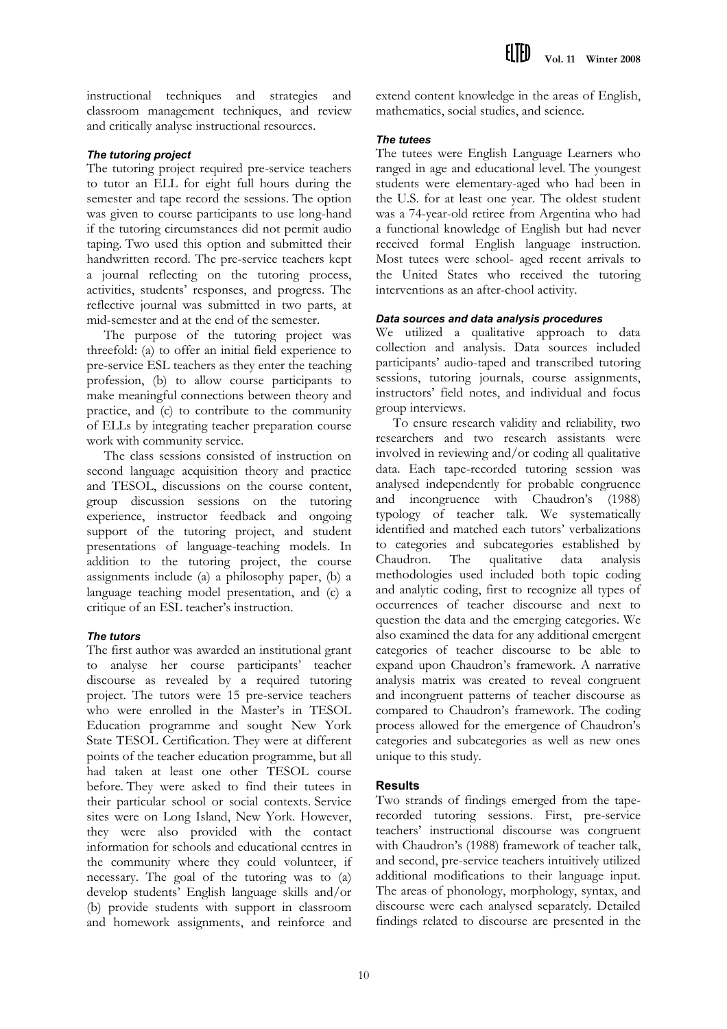instructional techniques and strategies and classroom management techniques, and review and critically analyse instructional resources.

#### *The tutoring project*

The tutoring project required pre-service teachers to tutor an ELL for eight full hours during the semester and tape record the sessions. The option was given to course participants to use long-hand if the tutoring circumstances did not permit audio taping. Two used this option and submitted their handwritten record. The pre-service teachers kept a journal reflecting on the tutoring process, activities, students' responses, and progress. The reflective journal was submitted in two parts, at mid-semester and at the end of the semester.

The purpose of the tutoring project was threefold: (a) to offer an initial field experience to pre-service ESL teachers as they enter the teaching profession, (b) to allow course participants to make meaningful connections between theory and practice, and (c) to contribute to the community of ELLs by integrating teacher preparation course work with community service.

The class sessions consisted of instruction on second language acquisition theory and practice and TESOL, discussions on the course content, group discussion sessions on the tutoring experience, instructor feedback and ongoing support of the tutoring project, and student presentations of language-teaching models. In addition to the tutoring project, the course assignments include (a) a philosophy paper, (b) a language teaching model presentation, and (c) a critique of an ESL teacher's instruction.

#### *The tutors*

The first author was awarded an institutional grant to analyse her course participants' teacher discourse as revealed by a required tutoring project. The tutors were 15 pre-service teachers who were enrolled in the Master's in TESOL Education programme and sought New York State TESOL Certification. They were at different points of the teacher education programme, but all had taken at least one other TESOL course before. They were asked to find their tutees in their particular school or social contexts. Service sites were on Long Island, New York. However, they were also provided with the contact information for schools and educational centres in the community where they could volunteer, if necessary. The goal of the tutoring was to (a) develop students' English language skills and/or (b) provide students with support in classroom and homework assignments, and reinforce and extend content knowledge in the areas of English, mathematics, social studies, and science.

#### *The tutees*

The tutees were English Language Learners who ranged in age and educational level. The youngest students were elementary-aged who had been in the U.S. for at least one year. The oldest student was a 74-year-old retiree from Argentina who had a functional knowledge of English but had never received formal English language instruction. Most tutees were school- aged recent arrivals to the United States who received the tutoring interventions as an after-chool activity.

#### *Data sources and data analysis procedures*

We utilized a qualitative approach to data collection and analysis. Data sources included participants' audio-taped and transcribed tutoring sessions, tutoring journals, course assignments, instructors' field notes, and individual and focus group interviews.

To ensure research validity and reliability, two researchers and two research assistants were involved in reviewing and/or coding all qualitative data. Each tape-recorded tutoring session was analysed independently for probable congruence and incongruence with Chaudron's (1988) typology of teacher talk. We systematically identified and matched each tutors' verbalizations to categories and subcategories established by Chaudron. The qualitative data analysis methodologies used included both topic coding and analytic coding, first to recognize all types of occurrences of teacher discourse and next to question the data and the emerging categories. We also examined the data for any additional emergent categories of teacher discourse to be able to expand upon Chaudron's framework. A narrative analysis matrix was created to reveal congruent and incongruent patterns of teacher discourse as compared to Chaudron's framework. The coding process allowed for the emergence of Chaudron's categories and subcategories as well as new ones unique to this study.

### Results

Two strands of findings emerged from the tape-recorded tutoring sessions. First, pre-service teachers' instructional discourse was congruent with Chaudron's (1988) framework of teacher talk, and second, pre-service teachers intuitively utilized additional modifications to their language input. The areas of phonology, morphology, syntax, and discourse were each analysed separately. Detailed findings related to discourse are presented in the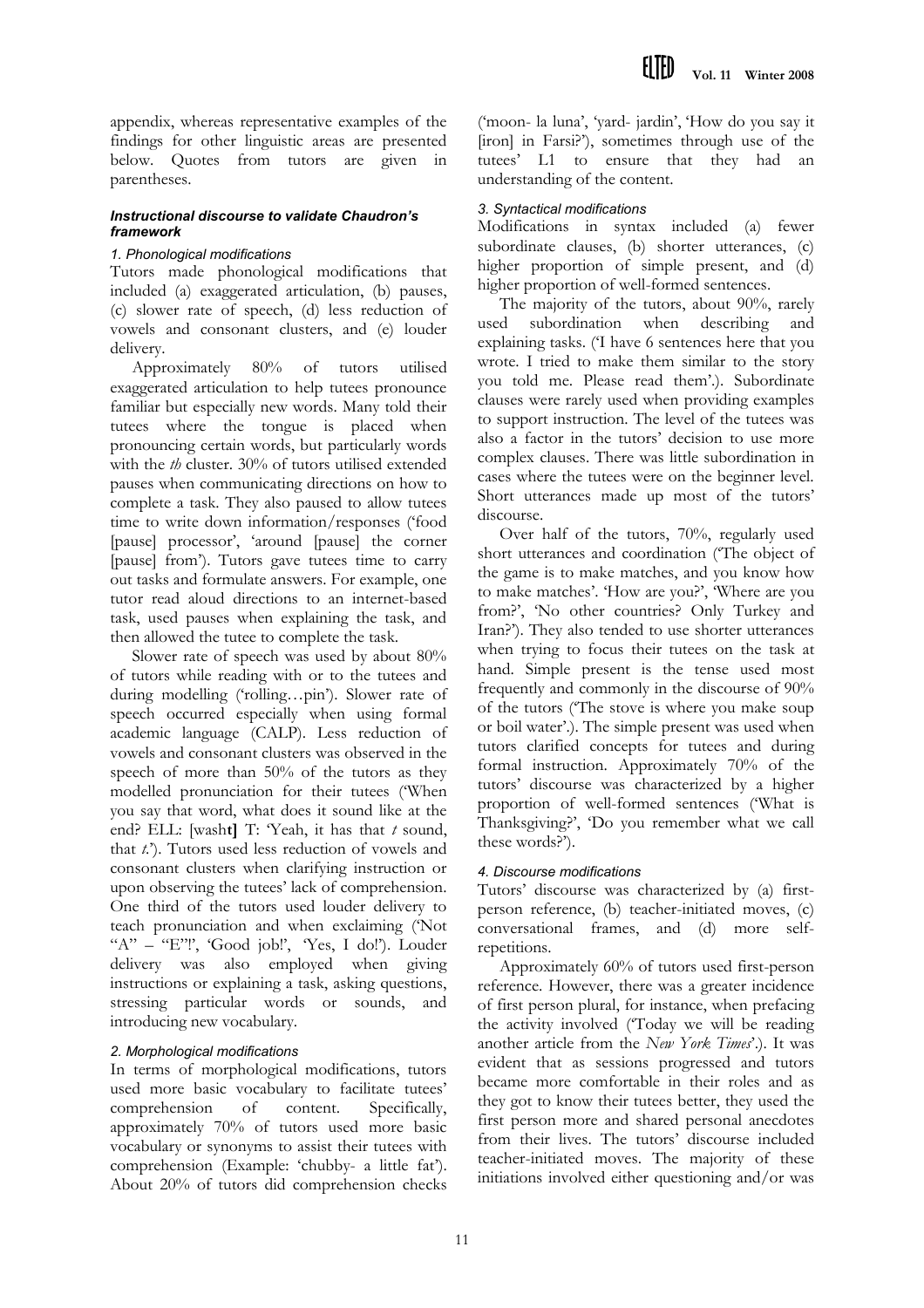appendix, whereas representative examples of the findings for other linguistic areas are presented below. Quotes from tutors are given in parentheses.

### *Instructional discourse to validate Chaudron's framework*

#### *1. Phonological modifications*

Tutors made phonological modifications that included (a) exaggerated articulation, (b) pauses, (c) slower rate of speech, (d) less reduction of vowels and consonant clusters, and (e) louder delivery.

Approximately 80% of tutors utilised exaggerated articulation to help tutees pronounce familiar but especially new words. Many told their tutees where the tongue is placed when pronouncing certain words, but particularly words with the *th* cluster. 30% of tutors utilised extended pauses when communicating directions on how to complete a task. They also paused to allow tutees time to write down information/responses ('food [pause] processor', 'around [pause] the corner [pause] from'). Tutors gave tutees time to carry out tasks and formulate answers. For example, one tutor read aloud directions to an internet-based task, used pauses when explaining the task, and then allowed the tutee to complete the task.

Slower rate of speech was used by about 80% of tutors while reading with or to the tutees and during modelling ('rolling…pin'). Slower rate of speech occurred especially when using formal academic language (CALP). Less reduction of vowels and consonant clusters was observed in the speech of more than 50% of the tutors as they modelled pronunciation for their tutees ('When you say that word, what does it sound like at the end? ELL: [wash**t]** T: 'Yeah, it has that *t* sound, that *t*.'). Tutors used less reduction of vowels and consonant clusters when clarifying instruction or upon observing the tutees' lack of comprehension. One third of the tutors used louder delivery to teach pronunciation and when exclaiming ('Not "A" – "E"!', 'Good job!', 'Yes, I do!'). Louder delivery was also employed when giving instructions or explaining a task, asking questions, stressing particular words or sounds, and introducing new vocabulary.

#### *2. Morphological modifications*

In terms of morphological modifications, tutors used more basic vocabulary to facilitate tutees' comprehension of content. Specifically, approximately 70% of tutors used more basic vocabulary or synonyms to assist their tutees with comprehension (Example: 'chubby- a little fat'). About 20% of tutors did comprehension checks ('moon- la luna', 'yard- jardin', 'How do you say it [iron] in Farsi?'), sometimes through use of the tutees' L1 to ensure that they had an understanding of the content.

#### *3. Syntactical modifications*

Modifications in syntax included (a) fewer subordinate clauses, (b) shorter utterances, (c) higher proportion of simple present, and (d) higher proportion of well-formed sentences.

The majority of the tutors, about 90%, rarely used subordination when describing and explaining tasks. ('I have 6 sentences here that you wrote. I tried to make them similar to the story you told me. Please read them'.). Subordinate clauses were rarely used when providing examples to support instruction. The level of the tutees was also a factor in the tutors' decision to use more complex clauses. There was little subordination in cases where the tutees were on the beginner level. Short utterances made up most of the tutors' discourse.

Over half of the tutors, 70%, regularly used short utterances and coordination ('The object of the game is to make matches, and you know how to make matches'. 'How are you?', 'Where are you from?', 'No other countries? Only Turkey and Iran?'). They also tended to use shorter utterances when trying to focus their tutees on the task at hand. Simple present is the tense used most frequently and commonly in the discourse of 90% of the tutors ('The stove is where you make soup or boil water'.). The simple present was used when tutors clarified concepts for tutees and during formal instruction. Approximately 70% of the tutors' discourse was characterized by a higher proportion of well-formed sentences ('What is Thanksgiving?', 'Do you remember what we call these words?').

#### *4. Discourse modifications*

Tutors' discourse was characterized by (a) first-person reference, (b) teacher-initiated moves, (c) conversational frames, and (d) more self-repetitions.

Approximately 60% of tutors used first-person reference. However, there was a greater incidence of first person plural, for instance, when prefacing the activity involved ('Today we will be reading another article from the *New York Times*'.). It was evident that as sessions progressed and tutors became more comfortable in their roles and as they got to know their tutees better, they used the first person more and shared personal anecdotes from their lives. The tutors' discourse included teacher-initiated moves. The majority of these initiations involved either questioning and/or was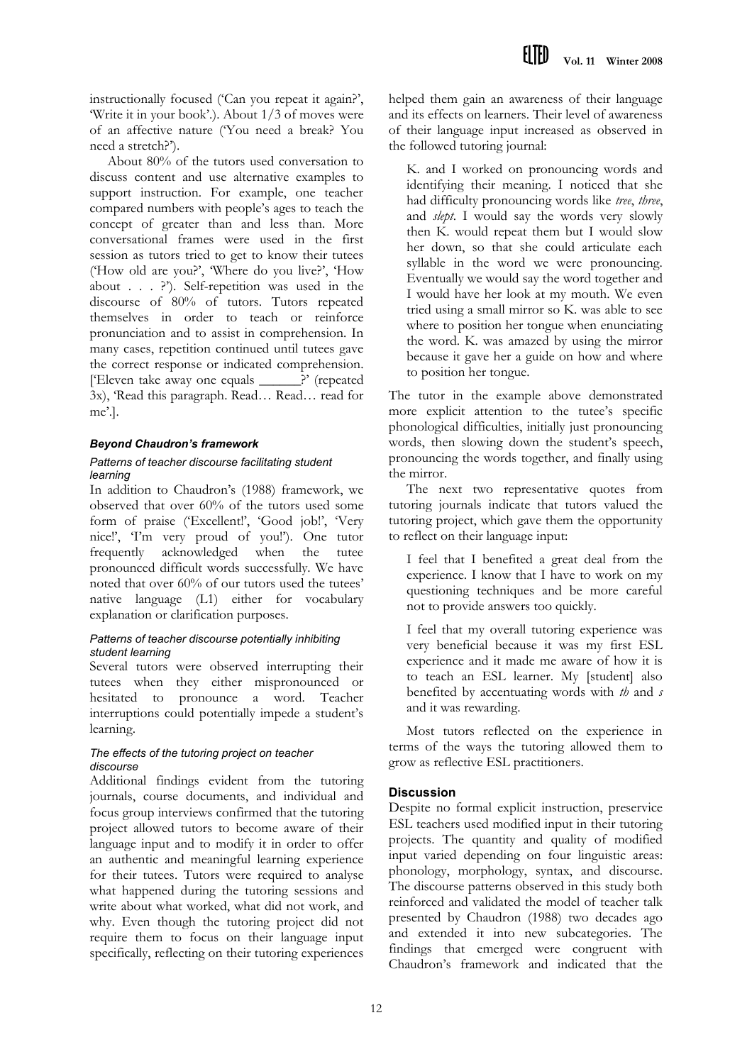instructionally focused ('Can you repeat it again?', 'Write it in your book'.). About 1/3 of moves were of an affective nature ('You need a break? You need a stretch?').

About 80% of the tutors used conversation to discuss content and use alternative examples to support instruction. For example, one teacher compared numbers with people's ages to teach the concept of greater than and less than. More conversational frames were used in the first session as tutors tried to get to know their tutees ('How old are you?', 'Where do you live?', 'How about . . . ?'). Self-repetition was used in the discourse of 80% of tutors. Tutors repeated themselves in order to teach or reinforce pronunciation and to assist in comprehension. In many cases, repetition continued until tutees gave the correct response or indicated comprehension. ['Eleven take away one equals ______?' (repeated 3x), 'Read this paragraph. Read… Read… read for me'.].

### *Beyond Chaudron's framework*

#### *Patterns of teacher discourse facilitating student learning*

In addition to Chaudron's (1988) framework, we observed that over 60% of the tutors used some form of praise ('Excellent!', 'Good job!', 'Very nice!', 'I'm very proud of you!'). One tutor frequently acknowledged when the tutee pronounced difficult words successfully. We have noted that over 60% of our tutors used the tutees' native language (L1) either for vocabulary explanation or clarification purposes.

#### *Patterns of teacher discourse potentially inhibiting student learning*

Several tutors were observed interrupting their tutees when they either mispronounced or hesitated to pronounce a word. Teacher interruptions could potentially impede a student's learning.

#### *The effects of the tutoring project on teacher discourse*

Additional findings evident from the tutoring journals, course documents, and individual and focus group interviews confirmed that the tutoring project allowed tutors to become aware of their language input and to modify it in order to offer an authentic and meaningful learning experience for their tutees. Tutors were required to analyse what happened during the tutoring sessions and write about what worked, what did not work, and why. Even though the tutoring project did not require them to focus on their language input specifically, reflecting on their tutoring experiences helped them gain an awareness of their language and its effects on learners. Their level of awareness of their language input increased as observed in the followed tutoring journal:

> K. and I worked on pronouncing words and identifying their meaning. I noticed that she had difficulty pronouncing words like *tree*, *three*, and *slept*. I would say the words very slowly then K. would repeat them but I would slow her down, so that she could articulate each syllable in the word we were pronouncing. Eventually we would say the word together and I would have her look at my mouth. We even tried using a small mirror so K. was able to see where to position her tongue when enunciating the word. K. was amazed by using the mirror because it gave her a guide on how and where to position her tongue.

The tutor in the example above demonstrated more explicit attention to the tutee's specific phonological difficulties, initially just pronouncing words, then slowing down the student's speech, pronouncing the words together, and finally using the mirror.

The next two representative quotes from tutoring journals indicate that tutors valued the tutoring project, which gave them the opportunity to reflect on their language input:

> I feel that I benefited a great deal from the experience. I know that I have to work on my questioning techniques and be more careful not to provide answers too quickly.

> I feel that my overall tutoring experience was very beneficial because it was my first ESL experience and it made me aware of how it is to teach an ESL learner. My [student] also benefited by accentuating words with *th* and *s* and it was rewarding.

Most tutors reflected on the experience in terms of the ways the tutoring allowed them to grow as reflective ESL practitioners.

### Discussion

Despite no formal explicit instruction, preservice ESL teachers used modified input in their tutoring projects. The quantity and quality of modified input varied depending on four linguistic areas: phonology, morphology, syntax, and discourse. The discourse patterns observed in this study both reinforced and validated the model of teacher talk presented by Chaudron (1988) two decades ago and extended it into new subcategories. The findings that emerged were congruent with Chaudron's framework and indicated that the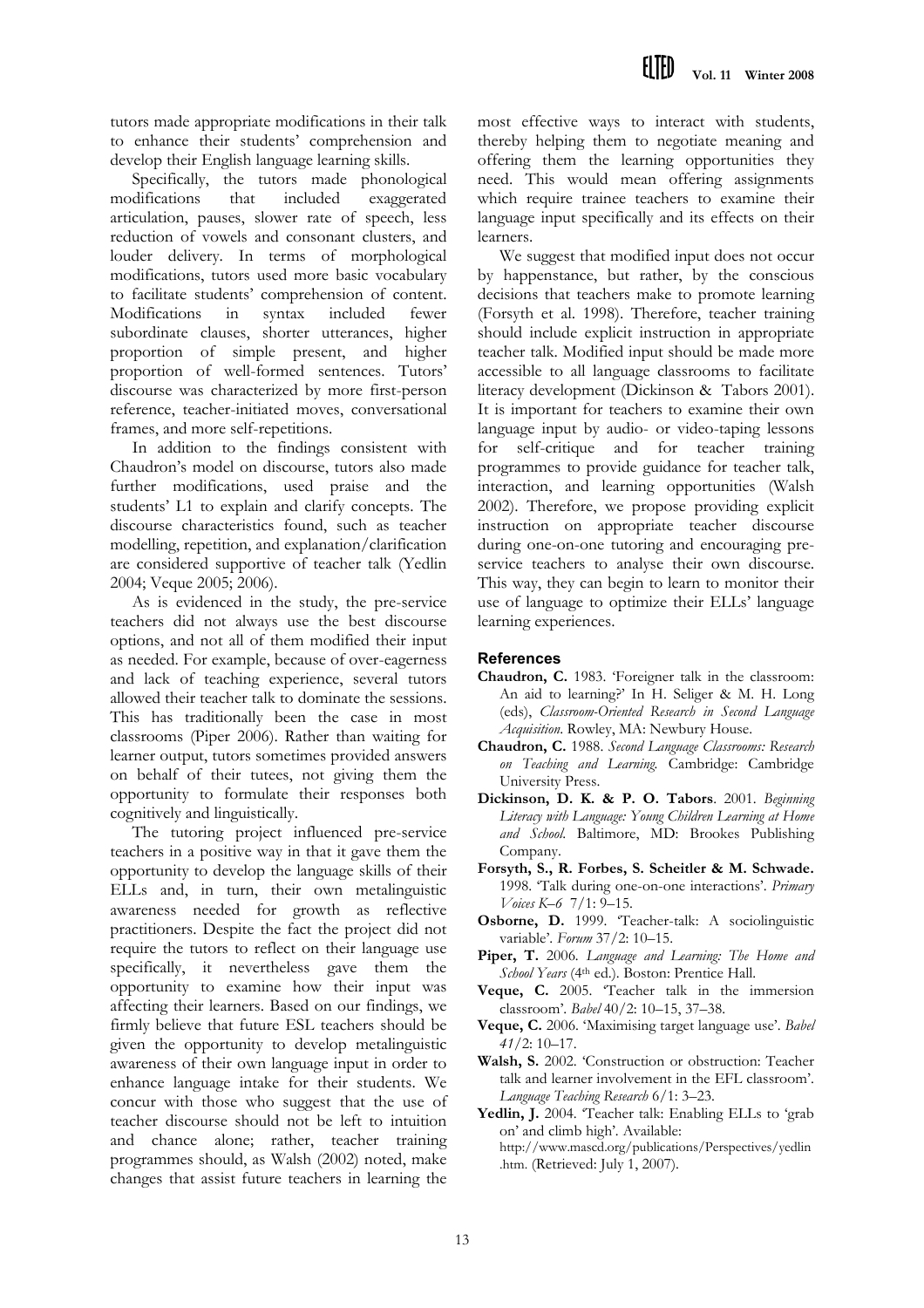tutors made appropriate modifications in their talk to enhance their students' comprehension and develop their English language learning skills.

Specifically, the tutors made phonological modifications that included exaggerated articulation, pauses, slower rate of speech, less reduction of vowels and consonant clusters, and louder delivery. In terms of morphological modifications, tutors used more basic vocabulary to facilitate students' comprehension of content. Modifications in syntax included fewer subordinate clauses, shorter utterances, higher proportion of simple present, and higher proportion of well-formed sentences. Tutors' discourse was characterized by more first-person reference, teacher-initiated moves, conversational frames, and more self-repetitions.

In addition to the findings consistent with Chaudron's model on discourse, tutors also made further modifications, used praise and the students' L1 to explain and clarify concepts. The discourse characteristics found, such as teacher modelling, repetition, and explanation/clarification are considered supportive of teacher talk (Yedlin 2004; Veque 2005; 2006).

As is evidenced in the study, the pre-service teachers did not always use the best discourse options, and not all of them modified their input as needed. For example, because of over-eagerness and lack of teaching experience, several tutors allowed their teacher talk to dominate the sessions. This has traditionally been the case in most classrooms (Piper 2006). Rather than waiting for learner output, tutors sometimes provided answers on behalf of their tutees, not giving them the opportunity to formulate their responses both cognitively and linguistically.

The tutoring project influenced pre-service teachers in a positive way in that it gave them the opportunity to develop the language skills of their ELLs and, in turn, their own metalinguistic awareness needed for growth as reflective practitioners. Despite the fact the project did not require the tutors to reflect on their language use specifically, it nevertheless gave them the opportunity to examine how their input was affecting their learners. Based on our findings, we firmly believe that future ESL teachers should be given the opportunity to develop metalinguistic awareness of their own language input in order to enhance language intake for their students. We concur with those who suggest that the use of teacher discourse should not be left to intuition and chance alone; rather, teacher training programmes should, as Walsh (2002) noted, make changes that assist future teachers in learning the most effective ways to interact with students, thereby helping them to negotiate meaning and offering them the learning opportunities they need. This would mean offering assignments which require trainee teachers to examine their language input specifically and its effects on their learners.

We suggest that modified input does not occur by happenstance, but rather, by the conscious decisions that teachers make to promote learning (Forsyth et al. 1998). Therefore, teacher training should include explicit instruction in appropriate teacher talk. Modified input should be made more accessible to all language classrooms to facilitate literacy development (Dickinson & Tabors 2001). It is important for teachers to examine their own language input by audio- or video-taping lessons for self-critique and for teacher training programmes to provide guidance for teacher talk, interaction, and learning opportunities (Walsh 2002). Therefore, we propose providing explicit instruction on appropriate teacher discourse during one-on-one tutoring and encouraging pre-service teachers to analyse their own discourse. This way, they can begin to learn to monitor their use of language to optimize their ELLs' language learning experiences.

## References

**Chaudron, C.** 1983. 'Foreigner talk in the classroom: An aid to learning?' In H. Seliger & M. H. Long (eds), *Classroom-Oriented Research in Second Language Acquisition*. Rowley, MA: Newbury House.

**Chaudron, C.** 1988. *Second Language Classrooms: Research on Teaching and Learning.* Cambridge: Cambridge University Press.

**Dickinson, D. K. & P. O. Tabors**. 2001. *Beginning Literacy with Language: Young Children Learning at Home and School.* Baltimore, MD: Brookes Publishing Company.

**Forsyth, S., R. Forbes, S. Scheitler & M. Schwade.** 1998. 'Talk during one-on-one interactions'. *Primary Voices K–6* 7/1: 9–15.

**Osborne, D.** 1999. 'Teacher-talk: A sociolinguistic variable'. *Forum* 37/2: 10–15.

**Piper, T.** 2006. *Language and Learning: The Home and School Years* (4th ed.). Boston: Prentice Hall.

**Veque, C.** 2005. 'Teacher talk in the immersion classroom'. *Babel* 40/2: 10–15, 37–38.

**Veque, C.** 2006. 'Maximising target language use'. *Babel 41*/2: 10–17.

**Walsh, S.** 2002. 'Construction or obstruction: Teacher talk and learner involvement in the EFL classroom'. *Language Teaching Research* 6/1: 3–23.

**Yedlin, J.** 2004. 'Teacher talk: Enabling ELLs to 'grab on' and climb high'. Available: http://www.mascd.org/publications/Perspectives/yedlin.htm. (Retrieved: July 1, 2007).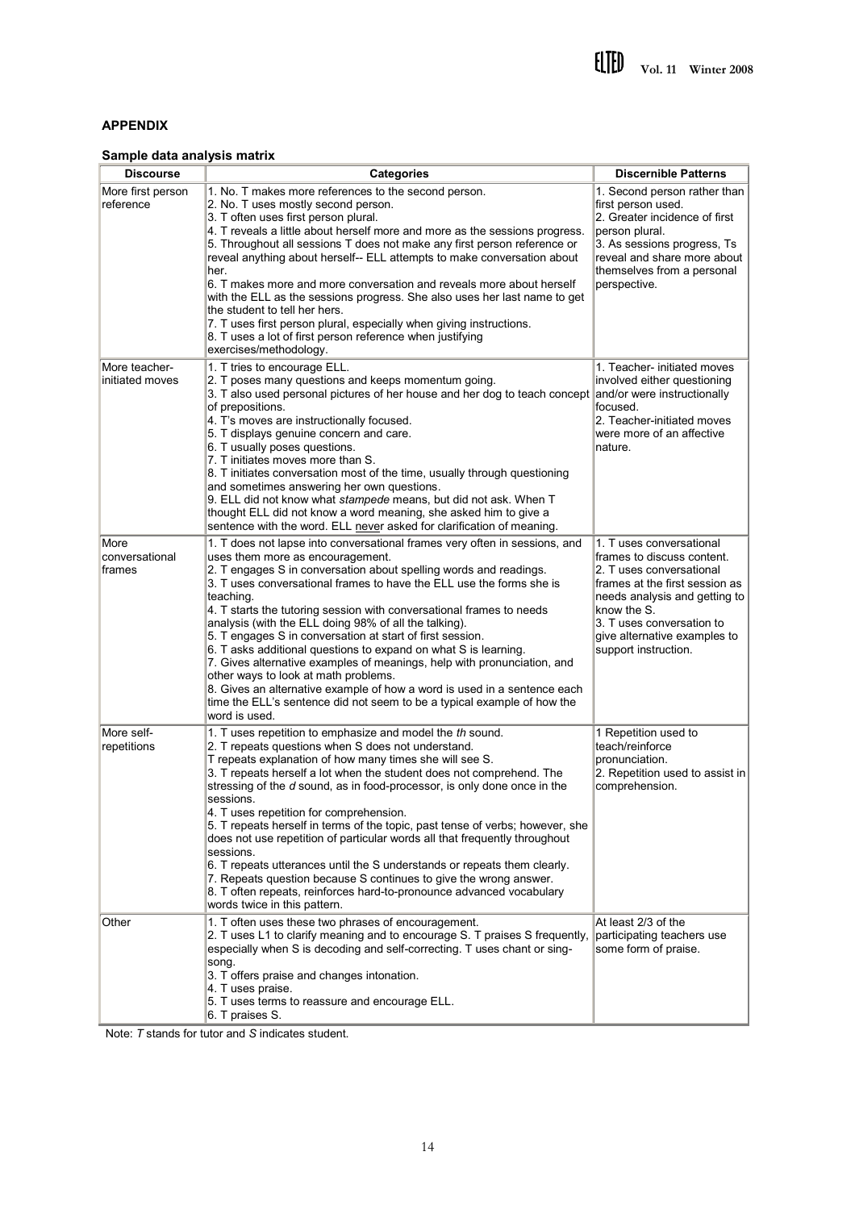## APPENDIX

### Sample data analysis matrix

| Discourse | Categories | Discernible Patterns |
|---|---|---|
| More first person reference | 1. No. T makes more references to the second person.<br>2. No. T uses mostly second person.<br>3. T often uses first person plural.<br>4. T reveals a little about herself more and more as the sessions progress.<br>5. Throughout all sessions T does not make any first person reference or reveal anything about herself-- ELL attempts to make conversation about her.<br>6. T makes more and more conversation and reveals more about herself with the ELL as the sessions progress. She also uses her last name to get the student to tell her hers.<br>7. T uses first person plural, especially when giving instructions.<br>8. T uses a lot of first person reference when justifying exercises/methodology. | 1. Second person rather than first person used.<br>2. Greater incidence of first person plural.<br>3. As sessions progress, Ts reveal and share more about themselves from a personal perspective. |
| More teacher-initiated moves | 1. T tries to encourage ELL.<br>2. T poses many questions and keeps momentum going.<br>3. T also used personal pictures of her house and her dog to teach concept of prepositions.<br>4. T's moves are instructionally focused.<br>5. T displays genuine concern and care.<br>6. T usually poses questions.<br>7. T initiates moves more than S.<br>8. T initiates conversation most of the time, usually through questioning and sometimes answering her own questions.<br>9. ELL did not know what *stampede* means, but did not ask. When T thought ELL did not know a word meaning, she asked him to give a sentence with the word. ELL never asked for clarification of meaning. | 1. Teacher- initiated moves involved either questioning and/or were instructionally focused.<br>2. Teacher-initiated moves were more of an affective nature. |
| More conversational frames | 1. T does not lapse into conversational frames very often in sessions, and uses them more as encouragement.<br>2. T engages S in conversation about spelling words and readings.<br>3. T uses conversational frames to have the ELL use the forms she is teaching.<br>4. T starts the tutoring session with conversational frames to needs analysis (with the ELL doing 98% of all the talking).<br>5. T engages S in conversation at start of first session.<br>6. T asks additional questions to expand on what S is learning.<br>7. Gives alternative examples of meanings, help with pronunciation, and other ways to look at math problems.<br>8. Gives an alternative example of how a word is used in a sentence each time the ELL's sentence did not seem to be a typical example of how the word is used. | 1. T uses conversational frames to discuss content.<br>2. T uses conversational frames at the first session as needs analysis and getting to know the S.<br>3. T uses conversation to give alternative examples to support instruction. |
| More self-repetitions | 1. T uses repetition to emphasize and model the *th* sound.<br>2. T repeats questions when S does not understand.<br>T repeats explanation of how many times she will see S.<br>3. T repeats herself a lot when the student does not comprehend. The stressing of the *d* sound, as in food-processor, is only done once in the sessions.<br>4. T uses repetition for comprehension.<br>5. T repeats herself in terms of the topic, past tense of verbs; however, she does not use repetition of particular words all that frequently throughout sessions.<br>6. T repeats utterances until the S understands or repeats them clearly.<br>7. Repeats question because S continues to give the wrong answer.<br>8. T often repeats, reinforces hard-to-pronounce advanced vocabulary words twice in this pattern. | 1 Repetition used to teach/reinforce pronunciation.<br>2. Repetition used to assist in comprehension. |
| Other | 1. T often uses these two phrases of encouragement.<br>2. T uses L1 to clarify meaning and to encourage S. T praises S frequently, especially when S is decoding and self-correcting. T uses chant or sing-song.<br>3. T offers praise and changes intonation.<br>4. T uses praise.<br>5. T uses terms to reassure and encourage ELL.<br>6. T praises S. | At least 2/3 of the participating teachers use some form of praise. |

Note: *T* stands for tutor and *S* indicates student.